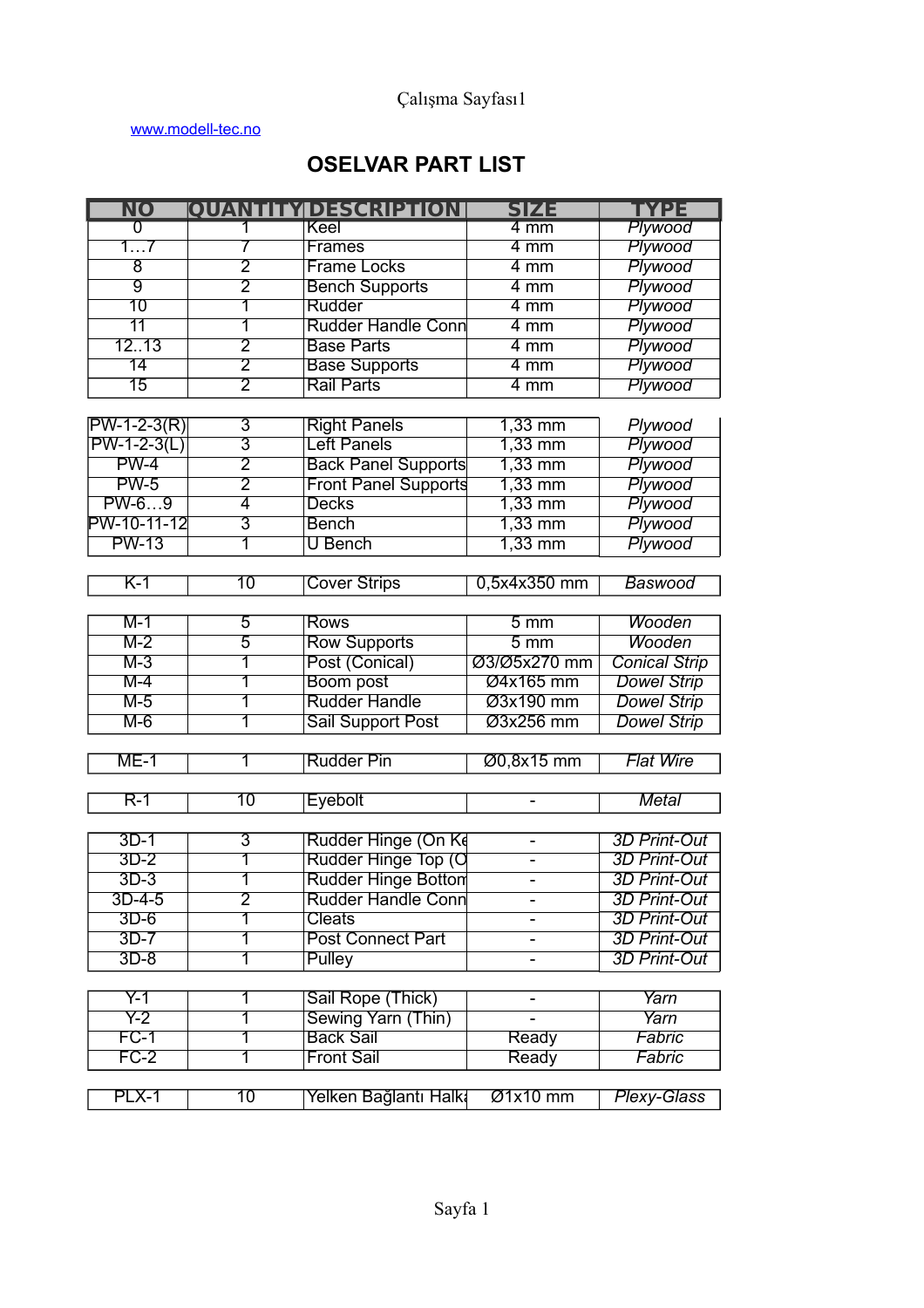www.modell-tec.no

# OSELVAR PART LIST

| NO | QUANTITY | DESCRIPTION | SIZE | TYPE |
|---|---|---|---|---|
| 0 | 1 | Keel | 4 mm | *Plywood* |
| 1…7 | 7 | Frames | 4 mm | *Plywood* |
| 8 | 2 | Frame Locks | 4 mm | *Plywood* |
| 9 | 2 | Bench Supports | 4 mm | *Plywood* |
| 10 | 1 | Rudder | 4 mm | *Plywood* |
| 11 | 1 | Rudder Handle Conn | 4 mm | *Plywood* |
| 12..13 | 2 | Base Parts | 4 mm | *Plywood* |
| 14 | 2 | Base Supports | 4 mm | *Plywood* |
| 15 | 2 | Rail Parts | 4 mm | *Plywood* |
| | | | | |
| PW-1-2-3(R) | 3 | Right Panels | 1,33 mm | *Plywood* |
| PW-1-2-3(L) | 3 | Left Panels | 1,33 mm | *Plywood* |
| PW-4 | 2 | Back Panel Supports | 1,33 mm | *Plywood* |
| PW-5 | 2 | Front Panel Supports | 1,33 mm | *Plywood* |
| PW-6…9 | 4 | Decks | 1,33 mm | *Plywood* |
| PW-10-11-12 | 3 | Bench | 1,33 mm | *Plywood* |
| PW-13 | 1 | U Bench | 1,33 mm | *Plywood* |
| | | | | |
| K-1 | 10 | Cover Strips | 0,5x4x350 mm | *Baswood* |
| | | | | |
| M-1 | 5 | Rows | 5 mm | *Wooden* |
| M-2 | 5 | Row Supports | 5 mm | *Wooden* |
| M-3 | 1 | Post (Conical) | Ø3/Ø5x270 mm | *Conical Strip* |
| M-4 | 1 | Boom post | Ø4x165 mm | *Dowel Strip* |
| M-5 | 1 | Rudder Handle | Ø3x190 mm | *Dowel Strip* |
| M-6 | 1 | Sail Support Post | Ø3x256 mm | *Dowel Strip* |
| | | | | |
| ME-1 | 1 | Rudder Pin | Ø0,8x15 mm | *Flat Wire* |
| | | | | |
| R-1 | 10 | Eyebolt | - | *Metal* |
| | | | | |
| 3D-1 | 3 | Rudder Hinge (On Ke | - | *3D Print-Out* |
| 3D-2 | 1 | Rudder Hinge Top (O | - | *3D Print-Out* |
| 3D-3 | 1 | Rudder Hinge Bottom | - | *3D Print-Out* |
| 3D-4-5 | 2 | Rudder Handle Conn | - | *3D Print-Out* |
| 3D-6 | 1 | Cleats | - | *3D Print-Out* |
| 3D-7 | 1 | Post Connect Part | - | *3D Print-Out* |
| 3D-8 | 1 | Pulley | - | *3D Print-Out* |
| | | | | |
| Y-1 | 1 | Sail Rope (Thick) | - | *Yarn* |
| Y-2 | 1 | Sewing Yarn (Thin) | - | *Yarn* |
| FC-1 | 1 | Back Sail | Ready | *Fabric* |
| FC-2 | 1 | Front Sail | Ready | *Fabric* |
| | | | | |
| PLX-1 | 10 | Yelken Bağlantı Halka | Ø1x10 mm | *Plexy-Glass* |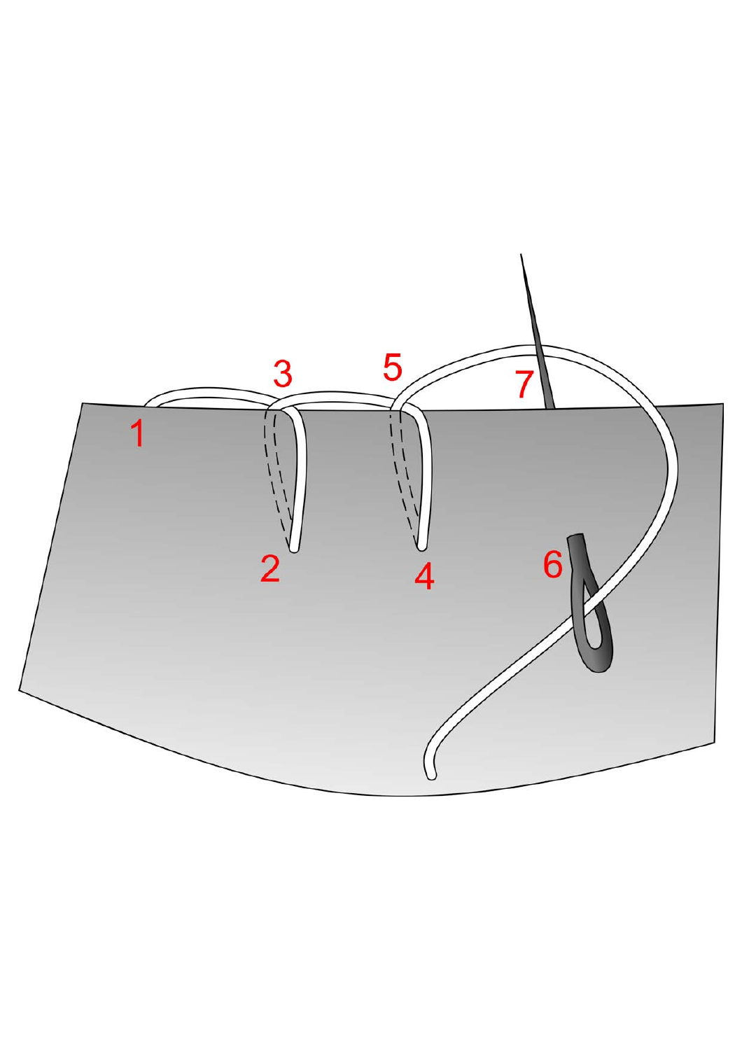3

5

7

1

2

4

6